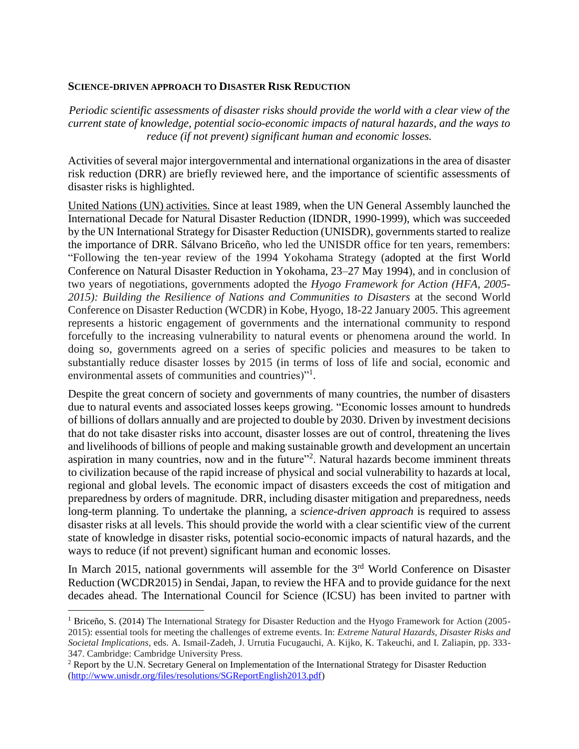## SCIENCE-DRIVEN APPROACH TO DISASTER RISK REDUCTION

*Periodic scientific assessments of disaster risks should provide the world with a clear view of the current state of knowledge, potential socio-economic impacts of natural hazards, and the ways to reduce (if not prevent) significant human and economic losses.*

Activities of several major intergovernmental and international organizations in the area of disaster risk reduction (DRR) are briefly reviewed here, and the importance of scientific assessments of disaster risks is highlighted.

United Nations (UN) activities. Since at least 1989, when the UN General Assembly launched the International Decade for Natural Disaster Reduction (IDNDR, 1990-1999), which was succeeded by the UN International Strategy for Disaster Reduction (UNISDR), governments started to realize the importance of DRR. Sálvano Briceño, who led the UNISDR office for ten years, remembers: "Following the ten-year review of the 1994 Yokohama Strategy (adopted at the first World Conference on Natural Disaster Reduction in Yokohama, 23–27 May 1994), and in conclusion of two years of negotiations, governments adopted the *Hyogo Framework for Action (HFA, 2005-2015): Building the Resilience of Nations and Communities to Disasters* at the second World Conference on Disaster Reduction (WCDR) in Kobe, Hyogo, 18-22 January 2005. This agreement represents a historic engagement of governments and the international community to respond forcefully to the increasing vulnerability to natural events or phenomena around the world. In doing so, governments agreed on a series of specific policies and measures to be taken to substantially reduce disaster losses by 2015 (in terms of loss of life and social, economic and environmental assets of communities and countries)"[1].

Despite the great concern of society and governments of many countries, the number of disasters due to natural events and associated losses keeps growing. "Economic losses amount to hundreds of billions of dollars annually and are projected to double by 2030. Driven by investment decisions that do not take disaster risks into account, disaster losses are out of control, threatening the lives and livelihoods of billions of people and making sustainable growth and development an uncertain aspiration in many countries, now and in the future"[2]. Natural hazards become imminent threats to civilization because of the rapid increase of physical and social vulnerability to hazards at local, regional and global levels. The economic impact of disasters exceeds the cost of mitigation and preparedness by orders of magnitude. DRR, including disaster mitigation and preparedness, needs long-term planning. To undertake the planning, a *science-driven approach* is required to assess disaster risks at all levels. This should provide the world with a clear scientific view of the current state of knowledge in disaster risks, potential socio-economic impacts of natural hazards, and the ways to reduce (if not prevent) significant human and economic losses.

In March 2015, national governments will assemble for the 3rd World Conference on Disaster Reduction (WCDR2015) in Sendai, Japan, to review the HFA and to provide guidance for the next decades ahead. The International Council for Science (ICSU) has been invited to partner with

---

[1] Briceño, S. (2014) The International Strategy for Disaster Reduction and the Hyogo Framework for Action (2005-2015): essential tools for meeting the challenges of extreme events. In: *Extreme Natural Hazards, Disaster Risks and Societal Implications*, eds. A. Ismail-Zadeh, J. Urrutia Fucugauchi, A. Kijko, K. Takeuchi, and I. Zaliapin, pp. 333-347. Cambridge: Cambridge University Press.

[2] Report by the U.N. Secretary General on Implementation of the International Strategy for Disaster Reduction (http://www.unisdr.org/files/resolutions/SGReportEnglish2013.pdf)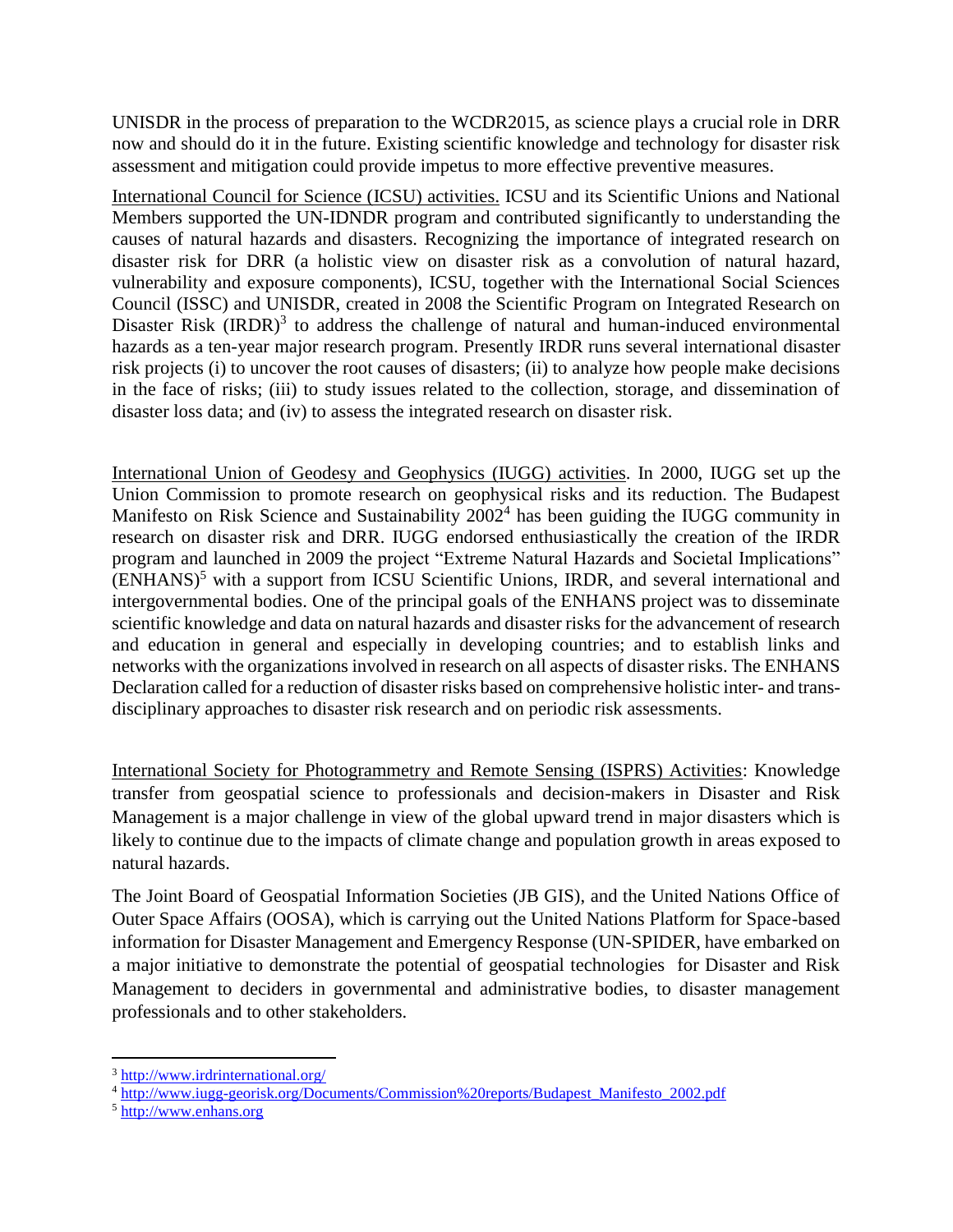UNISDR in the process of preparation to the WCDR2015, as science plays a crucial role in DRR now and should do it in the future. Existing scientific knowledge and technology for disaster risk assessment and mitigation could provide impetus to more effective preventive measures.

International Council for Science (ICSU) activities. ICSU and its Scientific Unions and National Members supported the UN-IDNDR program and contributed significantly to understanding the causes of natural hazards and disasters. Recognizing the importance of integrated research on disaster risk for DRR (a holistic view on disaster risk as a convolution of natural hazard, vulnerability and exposure components), ICSU, together with the International Social Sciences Council (ISSC) and UNISDR, created in 2008 the Scientific Program on Integrated Research on Disaster Risk (IRDR)[3] to address the challenge of natural and human-induced environmental hazards as a ten-year major research program. Presently IRDR runs several international disaster risk projects (i) to uncover the root causes of disasters; (ii) to analyze how people make decisions in the face of risks; (iii) to study issues related to the collection, storage, and dissemination of disaster loss data; and (iv) to assess the integrated research on disaster risk.

International Union of Geodesy and Geophysics (IUGG) activities. In 2000, IUGG set up the Union Commission to promote research on geophysical risks and its reduction. The Budapest Manifesto on Risk Science and Sustainability 2002[4] has been guiding the IUGG community in research on disaster risk and DRR. IUGG endorsed enthusiastically the creation of the IRDR program and launched in 2009 the project "Extreme Natural Hazards and Societal Implications" (ENHANS)[5] with a support from ICSU Scientific Unions, IRDR, and several international and intergovernmental bodies. One of the principal goals of the ENHANS project was to disseminate scientific knowledge and data on natural hazards and disaster risks for the advancement of research and education in general and especially in developing countries; and to establish links and networks with the organizations involved in research on all aspects of disaster risks. The ENHANS Declaration called for a reduction of disaster risks based on comprehensive holistic inter- and trans-disciplinary approaches to disaster risk research and on periodic risk assessments.

International Society for Photogrammetry and Remote Sensing (ISPRS) Activities: Knowledge transfer from geospatial science to professionals and decision-makers in Disaster and Risk Management is a major challenge in view of the global upward trend in major disasters which is likely to continue due to the impacts of climate change and population growth in areas exposed to natural hazards.

The Joint Board of Geospatial Information Societies (JB GIS), and the United Nations Office of Outer Space Affairs (OOSA), which is carrying out the United Nations Platform for Space-based information for Disaster Management and Emergency Response (UN-SPIDER, have embarked on a major initiative to demonstrate the potential of geospatial technologies for Disaster and Risk Management to deciders in governmental and administrative bodies, to disaster management professionals and to other stakeholders.

---

[3] http://www.irdrinternational.org/

[4] http://www.iugg-georisk.org/Documents/Commission%20reports/Budapest_Manifesto_2002.pdf

[5] http://www.enhans.org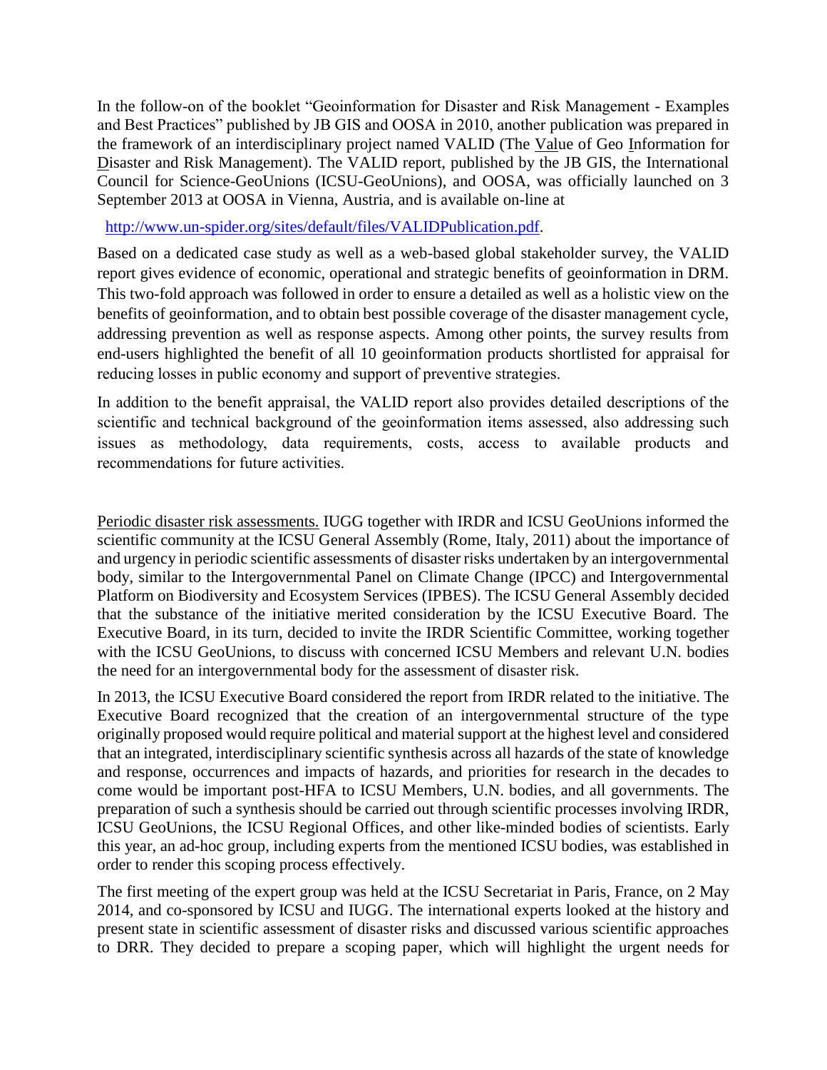In the follow-on of the booklet "Geoinformation for Disaster and Risk Management - Examples and Best Practices" published by JB GIS and OOSA in 2010, another publication was prepared in the framework of an interdisciplinary project named VALID (The Value of Geo Information for Disaster and Risk Management). The VALID report, published by the JB GIS, the International Council for Science-GeoUnions (ICSU-GeoUnions), and OOSA, was officially launched on 3 September 2013 at OOSA in Vienna, Austria, and is available on-line at

http://www.un-spider.org/sites/default/files/VALIDPublication.pdf.

Based on a dedicated case study as well as a web-based global stakeholder survey, the VALID report gives evidence of economic, operational and strategic benefits of geoinformation in DRM. This two-fold approach was followed in order to ensure a detailed as well as a holistic view on the benefits of geoinformation, and to obtain best possible coverage of the disaster management cycle, addressing prevention as well as response aspects. Among other points, the survey results from end-users highlighted the benefit of all 10 geoinformation products shortlisted for appraisal for reducing losses in public economy and support of preventive strategies.

In addition to the benefit appraisal, the VALID report also provides detailed descriptions of the scientific and technical background of the geoinformation items assessed, also addressing such issues as methodology, data requirements, costs, access to available products and recommendations for future activities.

Periodic disaster risk assessments. IUGG together with IRDR and ICSU GeoUnions informed the scientific community at the ICSU General Assembly (Rome, Italy, 2011) about the importance of and urgency in periodic scientific assessments of disaster risks undertaken by an intergovernmental body, similar to the Intergovernmental Panel on Climate Change (IPCC) and Intergovernmental Platform on Biodiversity and Ecosystem Services (IPBES). The ICSU General Assembly decided that the substance of the initiative merited consideration by the ICSU Executive Board. The Executive Board, in its turn, decided to invite the IRDR Scientific Committee, working together with the ICSU GeoUnions, to discuss with concerned ICSU Members and relevant U.N. bodies the need for an intergovernmental body for the assessment of disaster risk.

In 2013, the ICSU Executive Board considered the report from IRDR related to the initiative. The Executive Board recognized that the creation of an intergovernmental structure of the type originally proposed would require political and material support at the highest level and considered that an integrated, interdisciplinary scientific synthesis across all hazards of the state of knowledge and response, occurrences and impacts of hazards, and priorities for research in the decades to come would be important post-HFA to ICSU Members, U.N. bodies, and all governments. The preparation of such a synthesis should be carried out through scientific processes involving IRDR, ICSU GeoUnions, the ICSU Regional Offices, and other like-minded bodies of scientists. Early this year, an ad-hoc group, including experts from the mentioned ICSU bodies, was established in order to render this scoping process effectively.

The first meeting of the expert group was held at the ICSU Secretariat in Paris, France, on 2 May 2014, and co-sponsored by ICSU and IUGG. The international experts looked at the history and present state in scientific assessment of disaster risks and discussed various scientific approaches to DRR. They decided to prepare a scoping paper, which will highlight the urgent needs for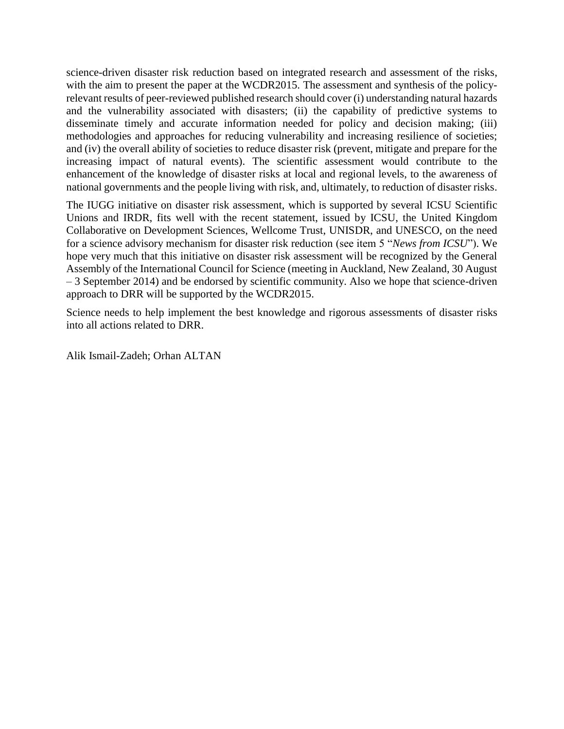science-driven disaster risk reduction based on integrated research and assessment of the risks, with the aim to present the paper at the WCDR2015. The assessment and synthesis of the policy-relevant results of peer-reviewed published research should cover (i) understanding natural hazards and the vulnerability associated with disasters; (ii) the capability of predictive systems to disseminate timely and accurate information needed for policy and decision making; (iii) methodologies and approaches for reducing vulnerability and increasing resilience of societies; and (iv) the overall ability of societies to reduce disaster risk (prevent, mitigate and prepare for the increasing impact of natural events). The scientific assessment would contribute to the enhancement of the knowledge of disaster risks at local and regional levels, to the awareness of national governments and the people living with risk, and, ultimately, to reduction of disaster risks.

The IUGG initiative on disaster risk assessment, which is supported by several ICSU Scientific Unions and IRDR, fits well with the recent statement, issued by ICSU, the United Kingdom Collaborative on Development Sciences, Wellcome Trust, UNISDR, and UNESCO, on the need for a science advisory mechanism for disaster risk reduction (see item 5 "*News from ICSU*"). We hope very much that this initiative on disaster risk assessment will be recognized by the General Assembly of the International Council for Science (meeting in Auckland, New Zealand, 30 August – 3 September 2014) and be endorsed by scientific community. Also we hope that science-driven approach to DRR will be supported by the WCDR2015.

Science needs to help implement the best knowledge and rigorous assessments of disaster risks into all actions related to DRR.

Alik Ismail-Zadeh; Orhan ALTAN